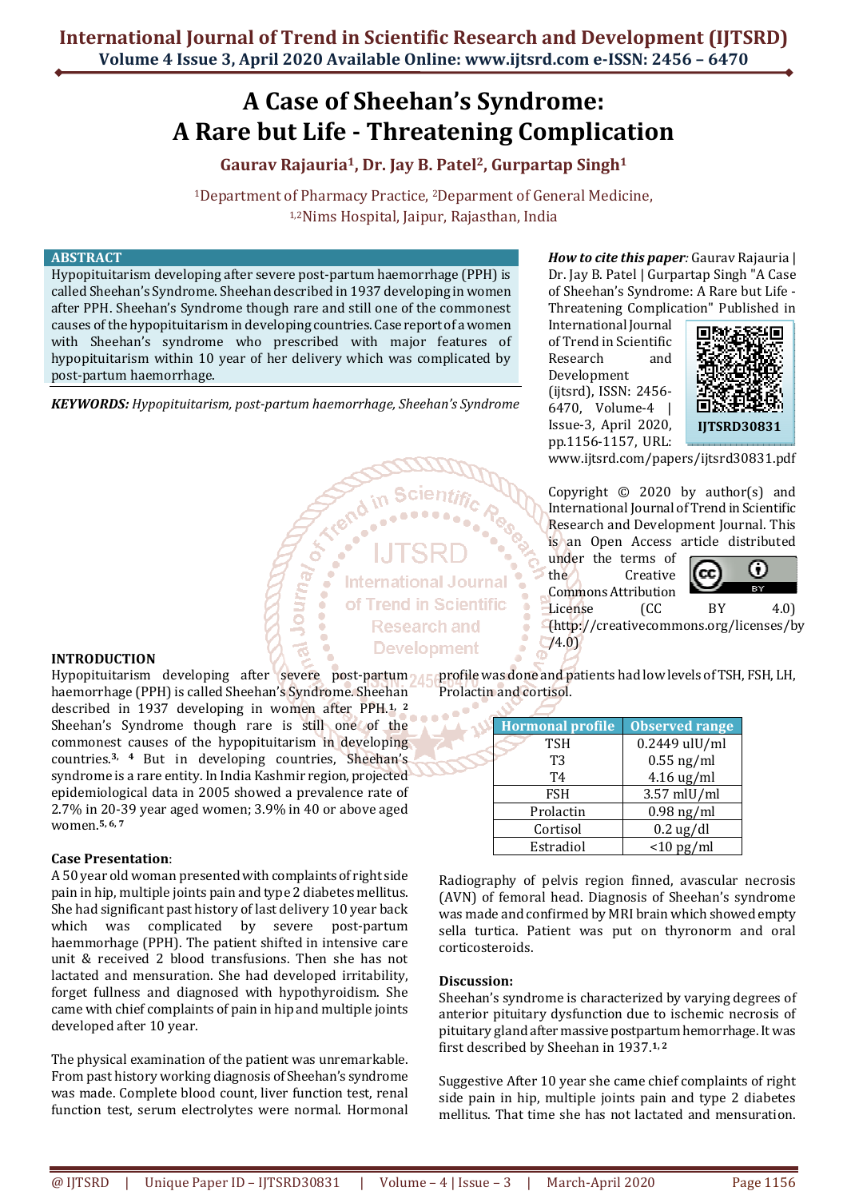# A Case of Sheehan's Syndrome: A Rare but Life - Threatening Complication

**Gaurav Rajauria[1], Dr. Jay B. Patel[2], Gurpartap Singh[1]**

[1]Department of Pharmacy Practice, [2]Deparment of General Medicine,
[1,2]Nims Hospital, Jaipur, Rajasthan, India

## ABSTRACT

Hypopituitarism developing after severe post-partum haemorrhage (PPH) is called Sheehan's Syndrome. Sheehan described in 1937 developing in women after PPH. Sheehan's Syndrome though rare and still one of the commonest causes of the hypopituitarism in developing countries. Case report of a women with Sheehan's syndrome who prescribed with major features of hypopituitarism within 10 year of her delivery which was complicated by post-partum haemorrhage.

***KEYWORDS:*** *Hypopituitarism, post-partum haemorrhage, Sheehan's Syndrome*

***How to cite this paper****:* Gaurav Rajauria | Dr. Jay B. Patel | Gurpartap Singh "A Case of Sheehan's Syndrome: A Rare but Life - Threatening Complication" Published in International Journal of Trend in Scientific Research and Development (ijtsrd), ISSN: 2456-6470, Volume-4 | Issue-3, April 2020, pp.1156-1157, URL: www.ijtsrd.com/papers/ijtsrd30831.pdf

IJTSRD30831

Copyright © 2020 by author(s) and International Journal of Trend in Scientific Research and Development Journal. This is an Open Access article distributed under the terms of the Creative Commons Attribution License (CC BY 4.0) (http://creativecommons.org/licenses/by/4.0)

## INTRODUCTION

Hypopituitarism developing after severe post-partum haemorrhage (PPH) is called Sheehan's Syndrome. Sheehan described in 1937 developing in women after PPH.[1, 2] Sheehan's Syndrome though rare is still one of the commonest causes of the hypopituitarism in developing countries.[3, 4] But in developing countries, Sheehan's syndrome is a rare entity. In India Kashmir region, projected epidemiological data in 2005 showed a prevalence rate of 2.7% in 20-39 year aged women; 3.9% in 40 or above aged women.[5, 6, 7]

### Case Presentation:

A 50 year old woman presented with complaints of right side pain in hip, multiple joints pain and type 2 diabetes mellitus. She had significant past history of last delivery 10 year back which was complicated by severe post-partum haemmorhage (PPH). The patient shifted in intensive care unit & received 2 blood transfusions. Then she has not lactated and mensuration. She had developed irritability, forget fullness and diagnosed with hypothyroidism. She came with chief complaints of pain in hip and multiple joints developed after 10 year.

The physical examination of the patient was unremarkable. From past history working diagnosis of Sheehan's syndrome was made. Complete blood count, liver function test, renal function test, serum electrolytes were normal. Hormonal profile was done and patients had low levels of TSH, FSH, LH, Prolactin and cortisol.

| Hormonal profile | Observed range |
|---|---|
| TSH | 0.2449 uIU/ml |
| T3 | 0.55 ng/ml |
| T4 | 4.16 ug/ml |
| FSH | 3.57 mIU/ml |
| Prolactin | 0.98 ng/ml |
| Cortisol | 0.2 ug/dl |
| Estradiol | <10 pg/ml |

Radiography of pelvis region finned, avascular necrosis (AVN) of femoral head. Diagnosis of Sheehan's syndrome was made and confirmed by MRI brain which showed empty sella turtica. Patient was put on thyronorm and oral corticosteroids.

### Discussion:

Sheehan's syndrome is characterized by varying degrees of anterior pituitary dysfunction due to ischemic necrosis of pituitary gland after massive postpartum hemorrhage. It was first described by Sheehan in 1937.[1, 2]

Suggestive After 10 year she came chief complaints of right side pain in hip, multiple joints pain and type 2 diabetes mellitus. That time she has not lactated and mensuration.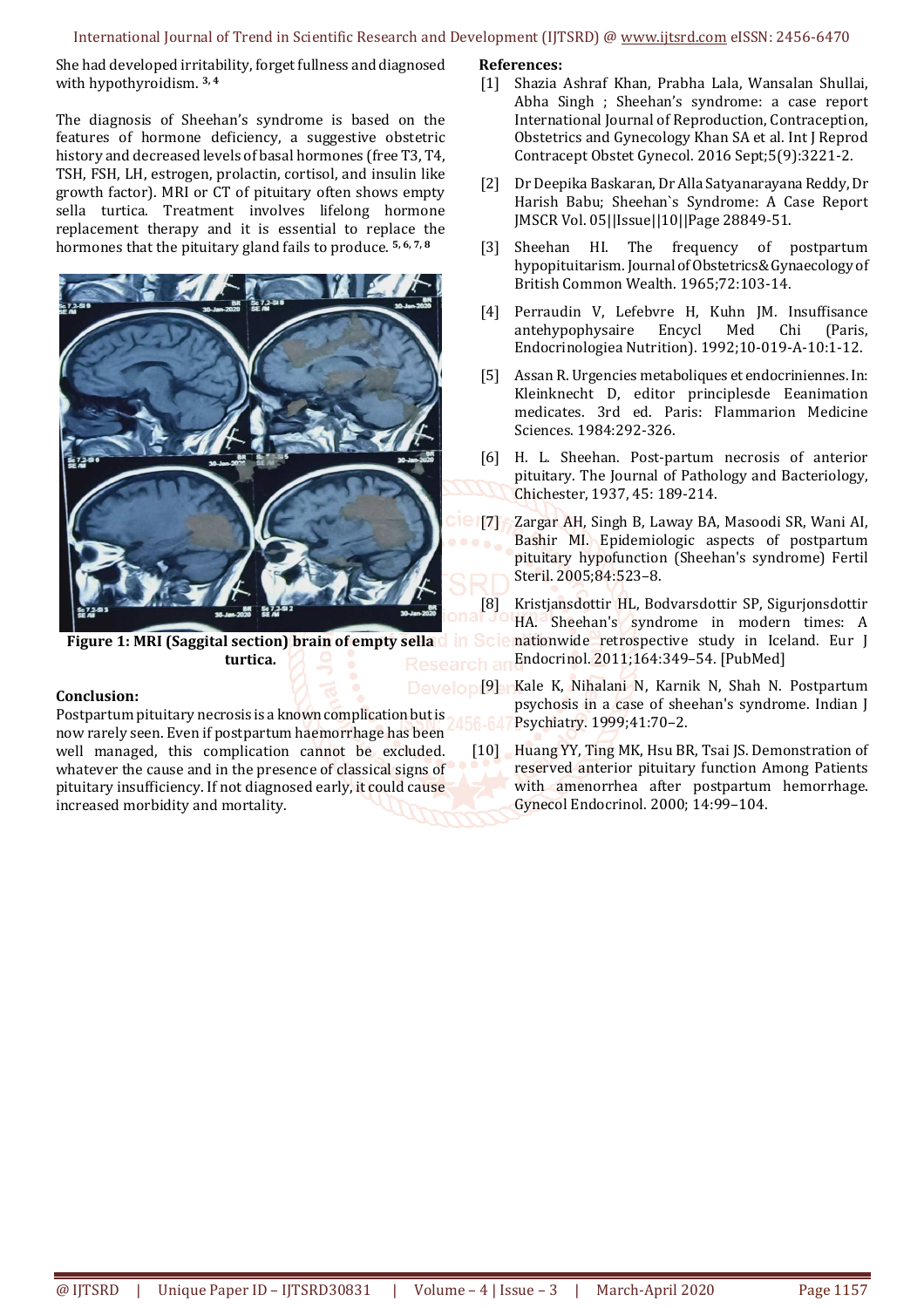She had developed irritability, forget fullness and diagnosed with hypothyroidism. [3, 4]

The diagnosis of Sheehan's syndrome is based on the features of hormone deficiency, a suggestive obstetric history and decreased levels of basal hormones (free T3, T4, TSH, FSH, LH, estrogen, prolactin, cortisol, and insulin like growth factor). MRI or CT of pituitary often shows empty sella turtica. Treatment involves lifelong hormone replacement therapy and it is essential to replace the hormones that the pituitary gland fails to produce. [5, 6, 7, 8]

**Figure 1: MRI (Saggital section) brain of empty sella turtica.**

**Conclusion:**

Postpartum pituitary necrosis is a known complication but is now rarely seen. Even if postpartum haemorrhage has been well managed, this complication cannot be excluded. whatever the cause and in the presence of classical signs of pituitary insufficiency. If not diagnosed early, it could cause increased morbidity and mortality.

**References:**

[1] Shazia Ashraf Khan, Prabha Lala, Wansalan Shullai, Abha Singh ; Sheehan's syndrome: a case report International Journal of Reproduction, Contraception, Obstetrics and Gynecology Khan SA et al. Int J Reprod Contracept Obstet Gynecol. 2016 Sept;5(9):3221-2.

[2] Dr Deepika Baskaran, Dr Alla Satyanarayana Reddy, Dr Harish Babu; Sheehan`s Syndrome: A Case Report JMSCR Vol. 05||Issue||10||Page 28849-51.

[3] Sheehan HI. The frequency of postpartum hypopituitarism. Journal of Obstetrics& Gynaecology of British Common Wealth. 1965;72:103-14.

[4] Perraudin V, Lefebvre H, Kuhn JM. Insuffisance antehypophysaire Encycl Med Chi (Paris, Endocrinologiea Nutrition). 1992;10-019-A-10:1-12.

[5] Assan R. Urgencies metaboliques et endocriniennes. In: Kleinknecht D, editor principlesde Eeanimation medicates. 3rd ed. Paris: Flammarion Medicine Sciences. 1984:292-326.

[6] H. L. Sheehan. Post-partum necrosis of anterior pituitary. The Journal of Pathology and Bacteriology, Chichester, 1937, 45: 189-214.

[7] Zargar AH, Singh B, Laway BA, Masoodi SR, Wani AI, Bashir MI. Epidemiologic aspects of postpartum pituitary hypofunction (Sheehan's syndrome) Fertil Steril. 2005;84:523–8.

[8] Kristjansdottir HL, Bodvarsdottir SP, Sigurjonsdottir HA. Sheehan's syndrome in modern times: A nationwide retrospective study in Iceland. Eur J Endocrinol. 2011;164:349–54. [PubMed]

[9] Kale K, Nihalani N, Karnik N, Shah N. Postpartum psychosis in a case of sheehan's syndrome. Indian J Psychiatry. 1999;41:70–2.

[10] Huang YY, Ting MK, Hsu BR, Tsai JS. Demonstration of reserved anterior pituitary function Among Patients with amenorrhea after postpartum hemorrhage. Gynecol Endocrinol. 2000; 14:99–104.